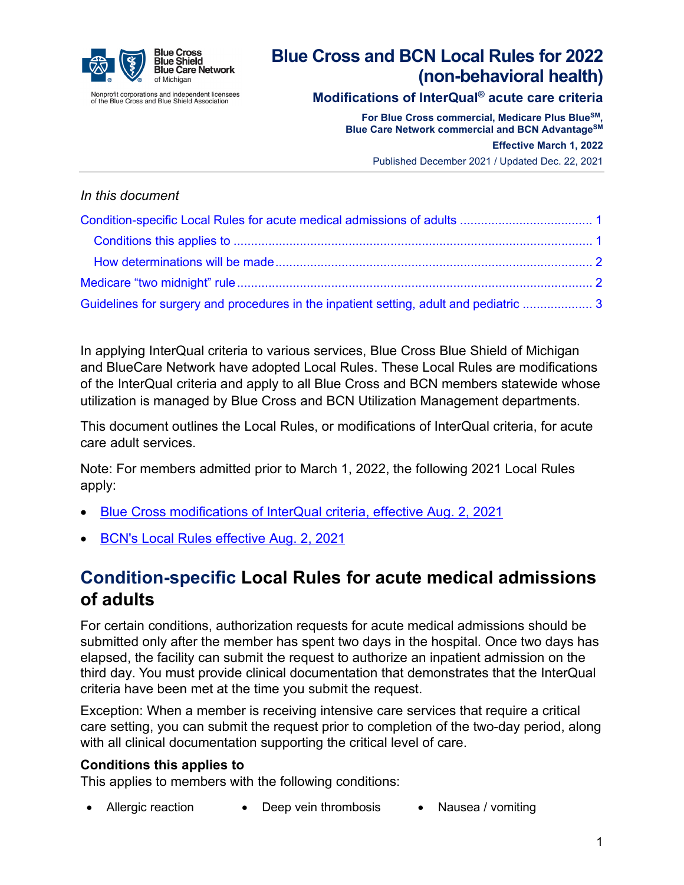Blue Cross Blue Shield Blue Care Network of Michigan

Nonprofit corporations and independent licensees of the Blue Cross and Blue Shield Association

# Blue Cross and BCN Local Rules for 2022 (non-behavioral health)

**Modifications of InterQual® acute care criteria**

**For Blue Cross commercial, Medicare Plus Blue℠, Blue Care Network commercial and BCN Advantage℠**

**Effective March 1, 2022**

Published December 2021 / Updated Dec. 22, 2021

*In this document*

- Condition-specific Local Rules for acute medical admissions of adults ..... 1
  - Conditions this applies to ..... 1
  - How determinations will be made ..... 2
- Medicare "two midnight" rule ..... 2
- Guidelines for surgery and procedures in the inpatient setting, adult and pediatric ..... 3

In applying InterQual criteria to various services, Blue Cross Blue Shield of Michigan and BlueCare Network have adopted Local Rules. These Local Rules are modifications of the InterQual criteria and apply to all Blue Cross and BCN members statewide whose utilization is managed by Blue Cross and BCN Utilization Management departments.

This document outlines the Local Rules, or modifications of InterQual criteria, for acute care adult services.

Note: For members admitted prior to March 1, 2022, the following 2021 Local Rules apply:

- Blue Cross modifications of InterQual criteria, effective Aug. 2, 2021
- BCN's Local Rules effective Aug. 2, 2021

## Condition-specific Local Rules for acute medical admissions of adults

For certain conditions, authorization requests for acute medical admissions should be submitted only after the member has spent two days in the hospital. Once two days has elapsed, the facility can submit the request to authorize an inpatient admission on the third day. You must provide clinical documentation that demonstrates that the InterQual criteria have been met at the time you submit the request.

Exception: When a member is receiving intensive care services that require a critical care setting, you can submit the request prior to completion of the two-day period, along with all clinical documentation supporting the critical level of care.

### Conditions this applies to

This applies to members with the following conditions:

- Allergic reaction
- Deep vein thrombosis
- Nausea / vomiting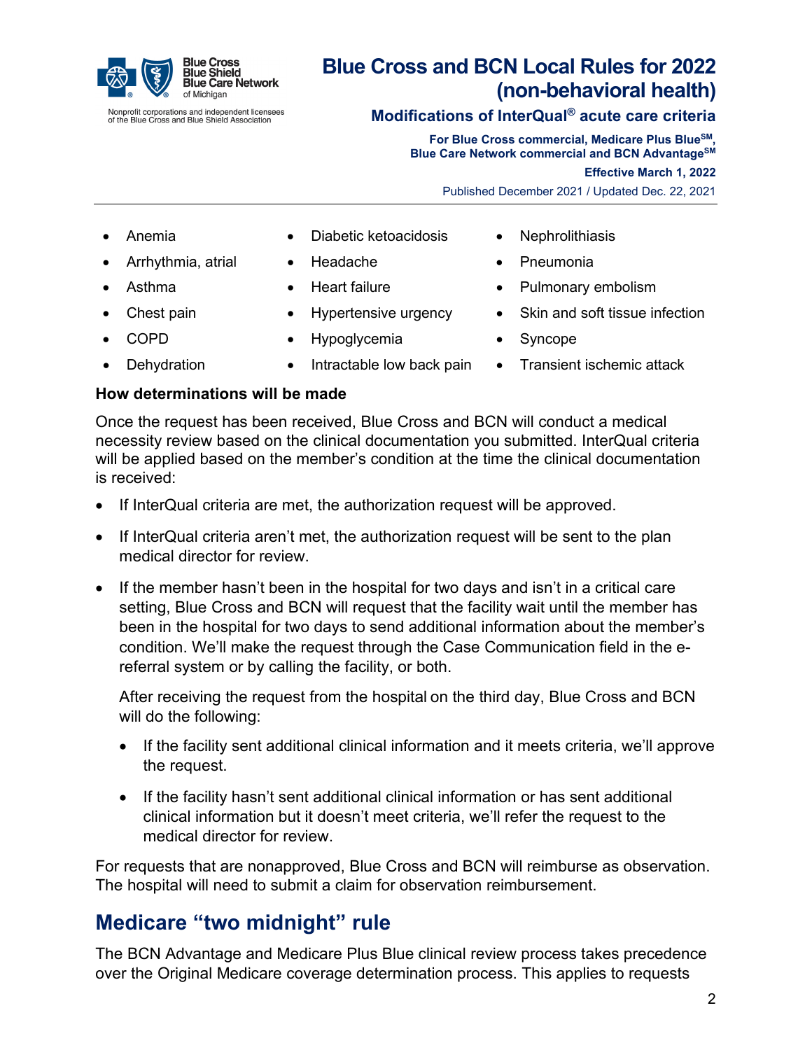- Anemia
- Arrhythmia, atrial
- Asthma
- Chest pain
- COPD
- Dehydration
- Diabetic ketoacidosis
- Headache
- Heart failure
- Hypertensive urgency
- Hypoglycemia
- Intractable low back pain
- Nephrolithiasis
- Pneumonia
- Pulmonary embolism
- Skin and soft tissue infection
- Syncope
- Transient ischemic attack

**How determinations will be made**

Once the request has been received, Blue Cross and BCN will conduct a medical necessity review based on the clinical documentation you submitted. InterQual criteria will be applied based on the member's condition at the time the clinical documentation is received:

- If InterQual criteria are met, the authorization request will be approved.
- If InterQual criteria aren't met, the authorization request will be sent to the plan medical director for review.
- If the member hasn't been in the hospital for two days and isn't in a critical care setting, Blue Cross and BCN will request that the facility wait until the member has been in the hospital for two days to send additional information about the member's condition. We'll make the request through the Case Communication field in the e-referral system or by calling the facility, or both.

  After receiving the request from the hospital on the third day, Blue Cross and BCN will do the following:

  - If the facility sent additional clinical information and it meets criteria, we'll approve the request.
  - If the facility hasn't sent additional clinical information or has sent additional clinical information but it doesn't meet criteria, we'll refer the request to the medical director for review.

For requests that are nonapproved, Blue Cross and BCN will reimburse as observation. The hospital will need to submit a claim for observation reimbursement.

## Medicare "two midnight" rule

The BCN Advantage and Medicare Plus Blue clinical review process takes precedence over the Original Medicare coverage determination process. This applies to requests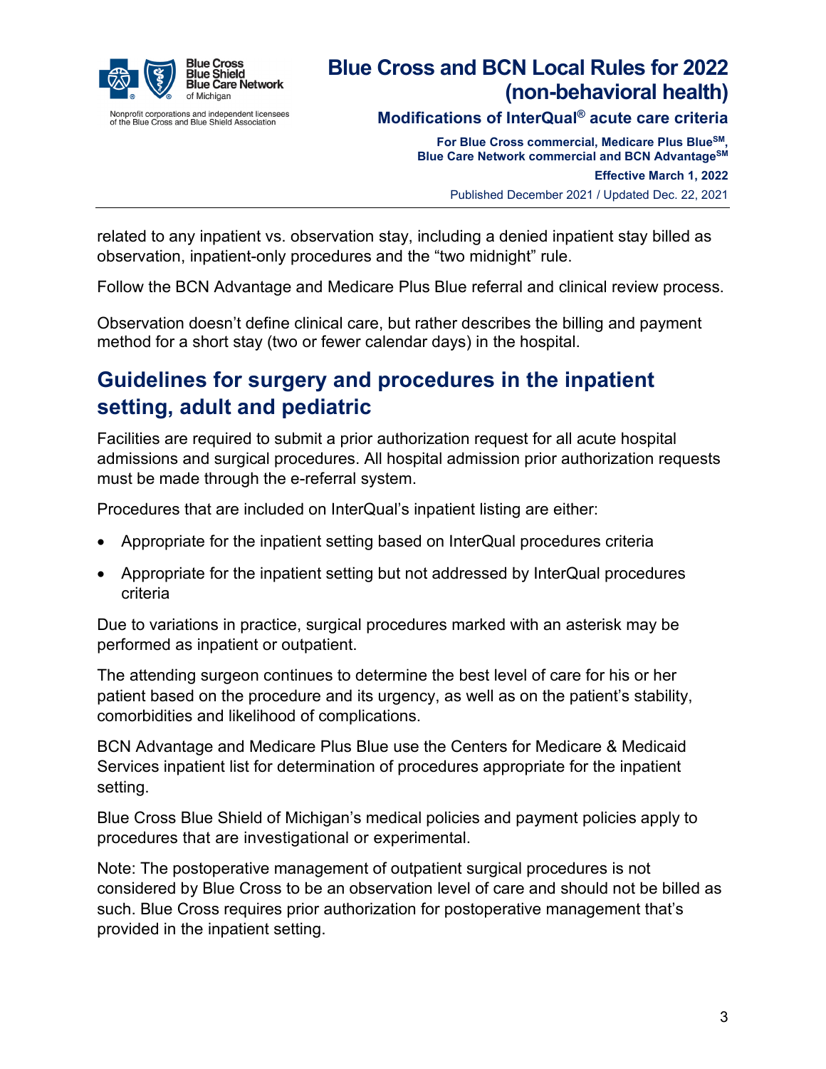related to any inpatient vs. observation stay, including a denied inpatient stay billed as observation, inpatient-only procedures and the "two midnight" rule.

Follow the BCN Advantage and Medicare Plus Blue referral and clinical review process.

Observation doesn't define clinical care, but rather describes the billing and payment method for a short stay (two or fewer calendar days) in the hospital.

## Guidelines for surgery and procedures in the inpatient setting, adult and pediatric

Facilities are required to submit a prior authorization request for all acute hospital admissions and surgical procedures. All hospital admission prior authorization requests must be made through the e-referral system.

Procedures that are included on InterQual's inpatient listing are either:

- Appropriate for the inpatient setting based on InterQual procedures criteria
- Appropriate for the inpatient setting but not addressed by InterQual procedures criteria

Due to variations in practice, surgical procedures marked with an asterisk may be performed as inpatient or outpatient.

The attending surgeon continues to determine the best level of care for his or her patient based on the procedure and its urgency, as well as on the patient's stability, comorbidities and likelihood of complications.

BCN Advantage and Medicare Plus Blue use the Centers for Medicare & Medicaid Services inpatient list for determination of procedures appropriate for the inpatient setting.

Blue Cross Blue Shield of Michigan's medical policies and payment policies apply to procedures that are investigational or experimental.

Note: The postoperative management of outpatient surgical procedures is not considered by Blue Cross to be an observation level of care and should not be billed as such. Blue Cross requires prior authorization for postoperative management that's provided in the inpatient setting.